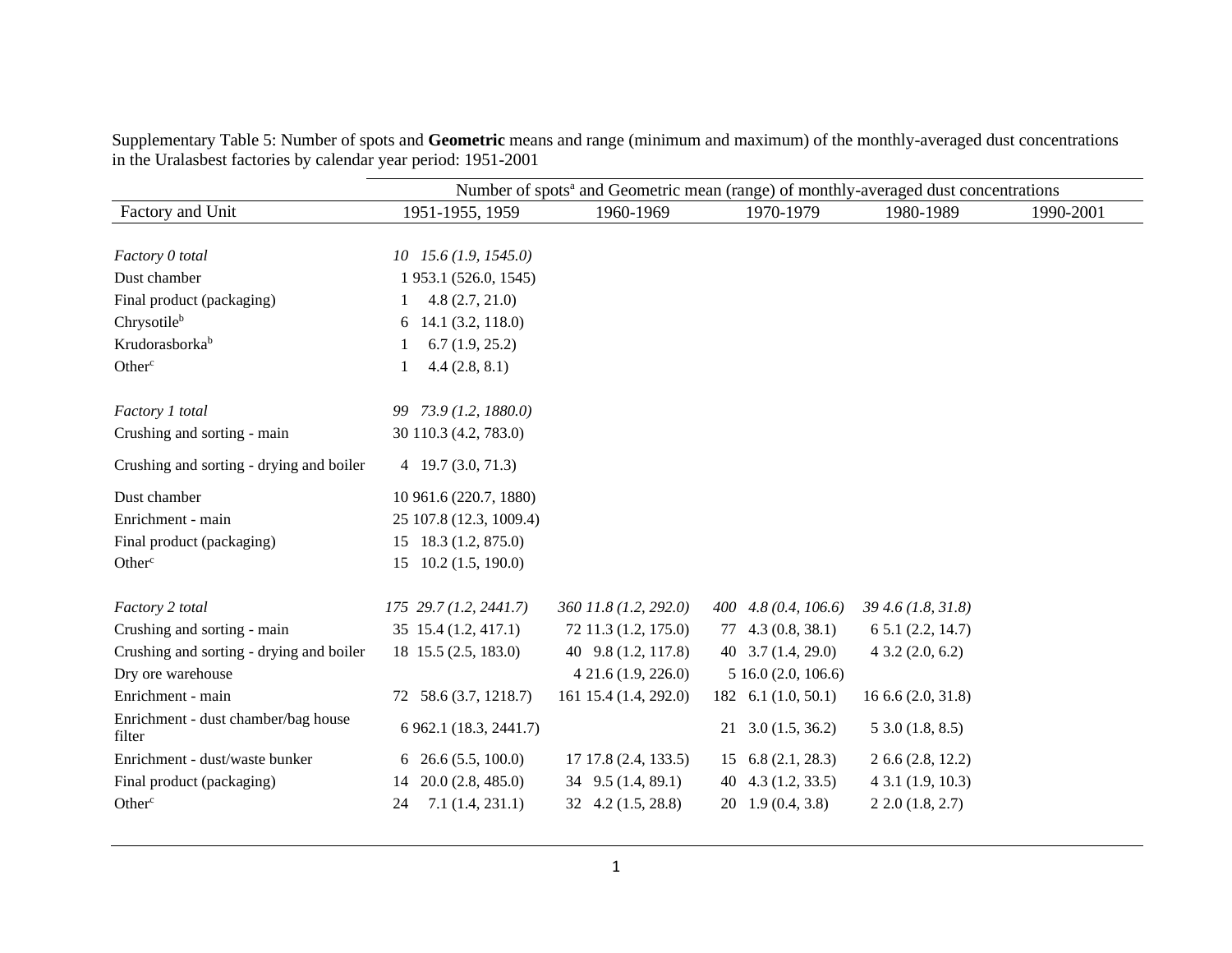Supplementary Table 5: Number of spots and **Geometric** means and range (minimum and maximum) of the monthly-averaged dust concentrations in the Uralasbest factories by calendar year period: 1951-2001

| | Number of spots[a] and Geometric mean (range) of monthly-averaged dust concentrations | | | | |
|---|---|---|---|---|---|
| Factory and Unit | 1951-1955, 1959 | 1960-1969 | 1970-1979 | 1980-1989 | 1990-2001 |
| *Factory 0 total* | *10 15.6 (1.9, 1545.0)* | | | | |
| Dust chamber | 1 953.1 (526.0, 1545) | | | | |
| Final product (packaging) | 1 4.8 (2.7, 21.0) | | | | |
| Chrysotile[b] | 6 14.1 (3.2, 118.0) | | | | |
| Krudorasborka[b] | 1 6.7 (1.9, 25.2) | | | | |
| Other[c] | 1 4.4 (2.8, 8.1) | | | | |
| *Factory 1 total* | *99 73.9 (1.2, 1880.0)* | | | | |
| Crushing and sorting - main | 30 110.3 (4.2, 783.0) | | | | |
| Crushing and sorting - drying and boiler | 4 19.7 (3.0, 71.3) | | | | |
| Dust chamber | 10 961.6 (220.7, 1880) | | | | |
| Enrichment - main | 25 107.8 (12.3, 1009.4) | | | | |
| Final product (packaging) | 15 18.3 (1.2, 875.0) | | | | |
| Other[c] | 15 10.2 (1.5, 190.0) | | | | |
| *Factory 2 total* | *175 29.7 (1.2, 2441.7)* | *360 11.8 (1.2, 292.0)* | *400 4.8 (0.4, 106.6)* | *39 4.6 (1.8, 31.8)* | |
| Crushing and sorting - main | 35 15.4 (1.2, 417.1) | 72 11.3 (1.2, 175.0) | 77 4.3 (0.8, 38.1) | 6 5.1 (2.2, 14.7) | |
| Crushing and sorting - drying and boiler | 18 15.5 (2.5, 183.0) | 40 9.8 (1.2, 117.8) | 40 3.7 (1.4, 29.0) | 4 3.2 (2.0, 6.2) | |
| Dry ore warehouse | | 4 21.6 (1.9, 226.0) | 5 16.0 (2.0, 106.6) | | |
| Enrichment - main | 72 58.6 (3.7, 1218.7) | 161 15.4 (1.4, 292.0) | 182 6.1 (1.0, 50.1) | 16 6.6 (2.0, 31.8) | |
| Enrichment - dust chamber/bag house filter | 6 962.1 (18.3, 2441.7) | | 21 3.0 (1.5, 36.2) | 5 3.0 (1.8, 8.5) | |
| Enrichment - dust/waste bunker | 6 26.6 (5.5, 100.0) | 17 17.8 (2.4, 133.5) | 15 6.8 (2.1, 28.3) | 2 6.6 (2.8, 12.2) | |
| Final product (packaging) | 14 20.0 (2.8, 485.0) | 34 9.5 (1.4, 89.1) | 40 4.3 (1.2, 33.5) | 4 3.1 (1.9, 10.3) | |
| Other[c] | 24 7.1 (1.4, 231.1) | 32 4.2 (1.5, 28.8) | 20 1.9 (0.4, 3.8) | 2 2.0 (1.8, 2.7) | |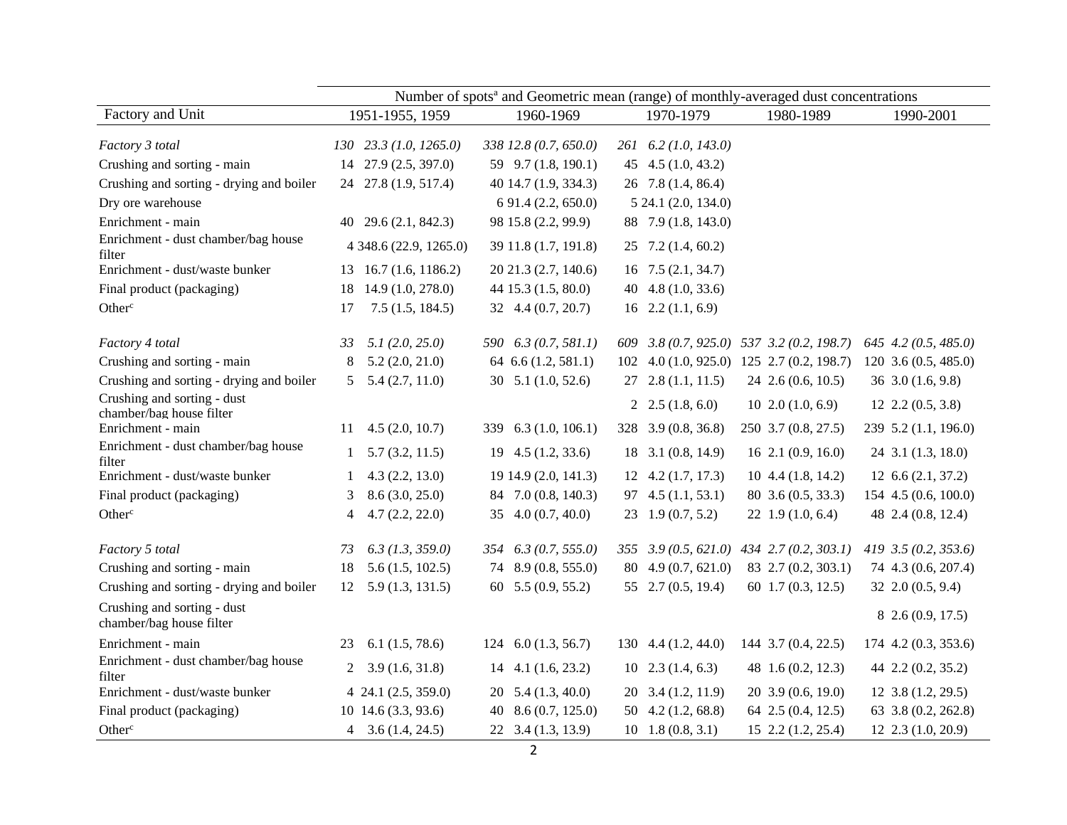| Factory and Unit | Number of spots[a] and Geometric mean (range) of monthly-averaged dust concentrations | | | | |
|---|---|---|---|---|---|
| | 1951-1955, 1959 | 1960-1969 | 1970-1979 | 1980-1989 | 1990-2001 |
| *Factory 3 total* | *130 23.3 (1.0, 1265.0)* | *338 12.8 (0.7, 650.0)* | *261 6.2 (1.0, 143.0)* | | |
| Crushing and sorting - main | 14 27.9 (2.5, 397.0) | 59 9.7 (1.8, 190.1) | 45 4.5 (1.0, 43.2) | | |
| Crushing and sorting - drying and boiler | 24 27.8 (1.9, 517.4) | 40 14.7 (1.9, 334.3) | 26 7.8 (1.4, 86.4) | | |
| Dry ore warehouse | | 6 91.4 (2.2, 650.0) | 5 24.1 (2.0, 134.0) | | |
| Enrichment - main | 40 29.6 (2.1, 842.3) | 98 15.8 (2.2, 99.9) | 88 7.9 (1.8, 143.0) | | |
| Enrichment - dust chamber/bag house filter | 4 348.6 (22.9, 1265.0) | 39 11.8 (1.7, 191.8) | 25 7.2 (1.4, 60.2) | | |
| Enrichment - dust/waste bunker | 13 16.7 (1.6, 1186.2) | 20 21.3 (2.7, 140.6) | 16 7.5 (2.1, 34.7) | | |
| Final product (packaging) | 18 14.9 (1.0, 278.0) | 44 15.3 (1.5, 80.0) | 40 4.8 (1.0, 33.6) | | |
| Other[c] | 17 7.5 (1.5, 184.5) | 32 4.4 (0.7, 20.7) | 16 2.2 (1.1, 6.9) | | |
| *Factory 4 total* | *33 5.1 (2.0, 25.0)* | *590 6.3 (0.7, 581.1)* | *609 3.8 (0.7, 925.0)* | *537 3.2 (0.2, 198.7)* | *645 4.2 (0.5, 485.0)* |
| Crushing and sorting - main | 8 5.2 (2.0, 21.0) | 64 6.6 (1.2, 581.1) | 102 4.0 (1.0, 925.0) | 125 2.7 (0.2, 198.7) | 120 3.6 (0.5, 485.0) |
| Crushing and sorting - drying and boiler | 5 5.4 (2.7, 11.0) | 30 5.1 (1.0, 52.6) | 27 2.8 (1.1, 11.5) | 24 2.6 (0.6, 10.5) | 36 3.0 (1.6, 9.8) |
| Crushing and sorting - dust chamber/bag house filter | | | 2 2.5 (1.8, 6.0) | 10 2.0 (1.0, 6.9) | 12 2.2 (0.5, 3.8) |
| Enrichment - main | 11 4.5 (2.0, 10.7) | 339 6.3 (1.0, 106.1) | 328 3.9 (0.8, 36.8) | 250 3.7 (0.8, 27.5) | 239 5.2 (1.1, 196.0) |
| Enrichment - dust chamber/bag house filter | 1 5.7 (3.2, 11.5) | 19 4.5 (1.2, 33.6) | 18 3.1 (0.8, 14.9) | 16 2.1 (0.9, 16.0) | 24 3.1 (1.3, 18.0) |
| Enrichment - dust/waste bunker | 1 4.3 (2.2, 13.0) | 19 14.9 (2.0, 141.3) | 12 4.2 (1.7, 17.3) | 10 4.4 (1.8, 14.2) | 12 6.6 (2.1, 37.2) |
| Final product (packaging) | 3 8.6 (3.0, 25.0) | 84 7.0 (0.8, 140.3) | 97 4.5 (1.1, 53.1) | 80 3.6 (0.5, 33.3) | 154 4.5 (0.6, 100.0) |
| Other[c] | 4 4.7 (2.2, 22.0) | 35 4.0 (0.7, 40.0) | 23 1.9 (0.7, 5.2) | 22 1.9 (1.0, 6.4) | 48 2.4 (0.8, 12.4) |
| *Factory 5 total* | *73 6.3 (1.3, 359.0)* | *354 6.3 (0.7, 555.0)* | *355 3.9 (0.5, 621.0)* | *434 2.7 (0.2, 303.1)* | *419 3.5 (0.2, 353.6)* |
| Crushing and sorting - main | 18 5.6 (1.5, 102.5) | 74 8.9 (0.8, 555.0) | 80 4.9 (0.7, 621.0) | 83 2.7 (0.2, 303.1) | 74 4.3 (0.6, 207.4) |
| Crushing and sorting - drying and boiler | 12 5.9 (1.3, 131.5) | 60 5.5 (0.9, 55.2) | 55 2.7 (0.5, 19.4) | 60 1.7 (0.3, 12.5) | 32 2.0 (0.5, 9.4) |
| Crushing and sorting - dust chamber/bag house filter | | | | | 8 2.6 (0.9, 17.5) |
| Enrichment - main | 23 6.1 (1.5, 78.6) | 124 6.0 (1.3, 56.7) | 130 4.4 (1.2, 44.0) | 144 3.7 (0.4, 22.5) | 174 4.2 (0.3, 353.6) |
| Enrichment - dust chamber/bag house filter | 2 3.9 (1.6, 31.8) | 14 4.1 (1.6, 23.2) | 10 2.3 (1.4, 6.3) | 48 1.6 (0.2, 12.3) | 44 2.2 (0.2, 35.2) |
| Enrichment - dust/waste bunker | 4 24.1 (2.5, 359.0) | 20 5.4 (1.3, 40.0) | 20 3.4 (1.2, 11.9) | 20 3.9 (0.6, 19.0) | 12 3.8 (1.2, 29.5) |
| Final product (packaging) | 10 14.6 (3.3, 93.6) | 40 8.6 (0.7, 125.0) | 50 4.2 (1.2, 68.8) | 64 2.5 (0.4, 12.5) | 63 3.8 (0.2, 262.8) |
| Other[c] | 4 3.6 (1.4, 24.5) | 22 3.4 (1.3, 13.9) | 10 1.8 (0.8, 3.1) | 15 2.2 (1.2, 25.4) | 12 2.3 (1.0, 20.9) |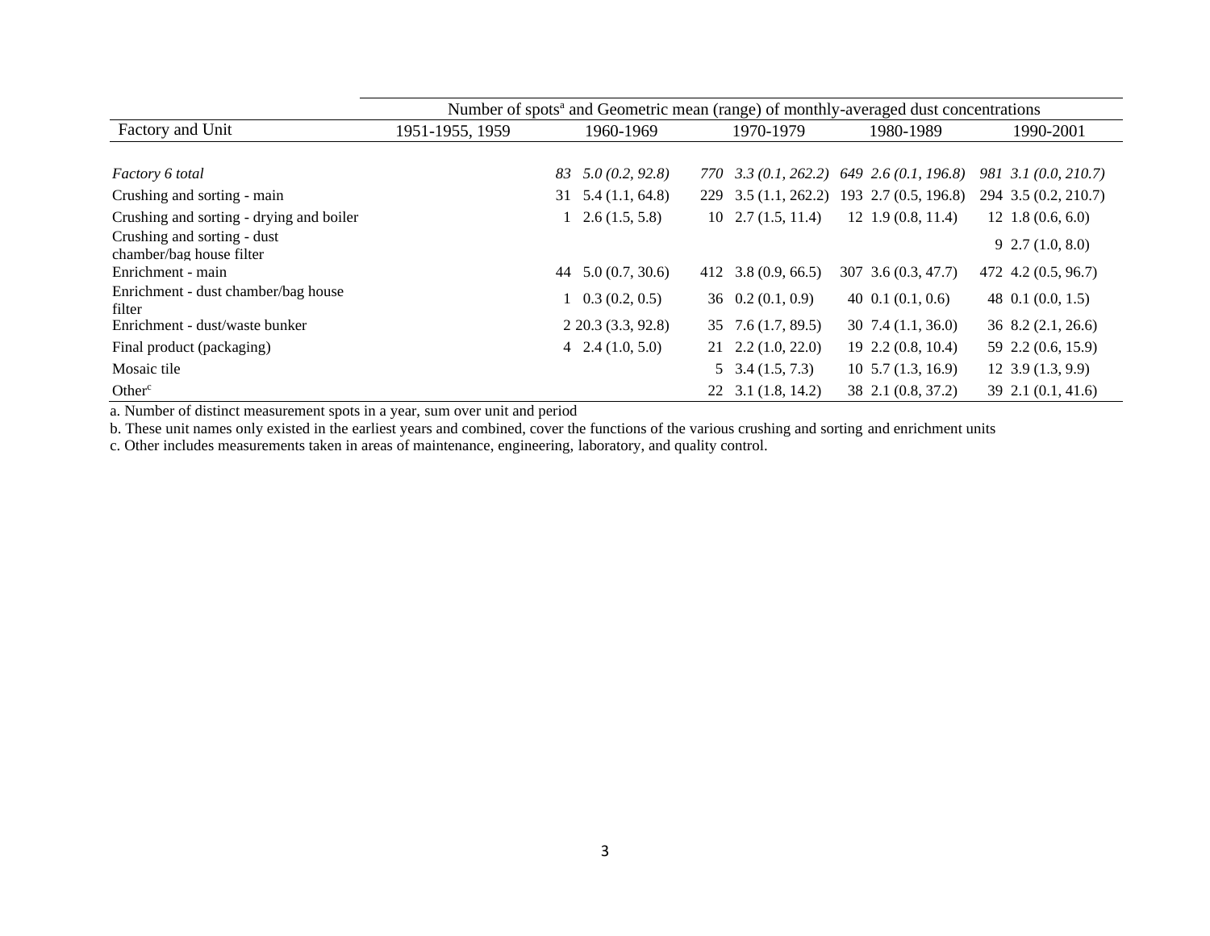| | Number of spots[a] and Geometric mean (range) of monthly-averaged dust concentrations | | | | |
|---|---|---|---|---|---|
| Factory and Unit | 1951-1955, 1959 | 1960-1969 | 1970-1979 | 1980-1989 | 1990-2001 |
| *Factory 6 total* | | *83 5.0 (0.2, 92.8)* | *770 3.3 (0.1, 262.2)* | *649 2.6 (0.1, 196.8)* | *981 3.1 (0.0, 210.7)* |
| Crushing and sorting - main | | 31 5.4 (1.1, 64.8) | 229 3.5 (1.1, 262.2) | 193 2.7 (0.5, 196.8) | 294 3.5 (0.2, 210.7) |
| Crushing and sorting - drying and boiler | | 1 2.6 (1.5, 5.8) | 10 2.7 (1.5, 11.4) | 12 1.9 (0.8, 11.4) | 12 1.8 (0.6, 6.0) |
| Crushing and sorting - dust chamber/bag house filter | | | | | 9 2.7 (1.0, 8.0) |
| Enrichment - main | | 44 5.0 (0.7, 30.6) | 412 3.8 (0.9, 66.5) | 307 3.6 (0.3, 47.7) | 472 4.2 (0.5, 96.7) |
| Enrichment - dust chamber/bag house filter | | 1 0.3 (0.2, 0.5) | 36 0.2 (0.1, 0.9) | 40 0.1 (0.1, 0.6) | 48 0.1 (0.0, 1.5) |
| Enrichment - dust/waste bunker | | 2 20.3 (3.3, 92.8) | 35 7.6 (1.7, 89.5) | 30 7.4 (1.1, 36.0) | 36 8.2 (2.1, 26.6) |
| Final product (packaging) | | 4 2.4 (1.0, 5.0) | 21 2.2 (1.0, 22.0) | 19 2.2 (0.8, 10.4) | 59 2.2 (0.6, 15.9) |
| Mosaic tile | | | 5 3.4 (1.5, 7.3) | 10 5.7 (1.3, 16.9) | 12 3.9 (1.3, 9.9) |
| Other[c] | | | 22 3.1 (1.8, 14.2) | 38 2.1 (0.8, 37.2) | 39 2.1 (0.1, 41.6) |

a. Number of distinct measurement spots in a year, sum over unit and period

b. These unit names only existed in the earliest years and combined, cover the functions of the various crushing and sorting and enrichment units

c. Other includes measurements taken in areas of maintenance, engineering, laboratory, and quality control.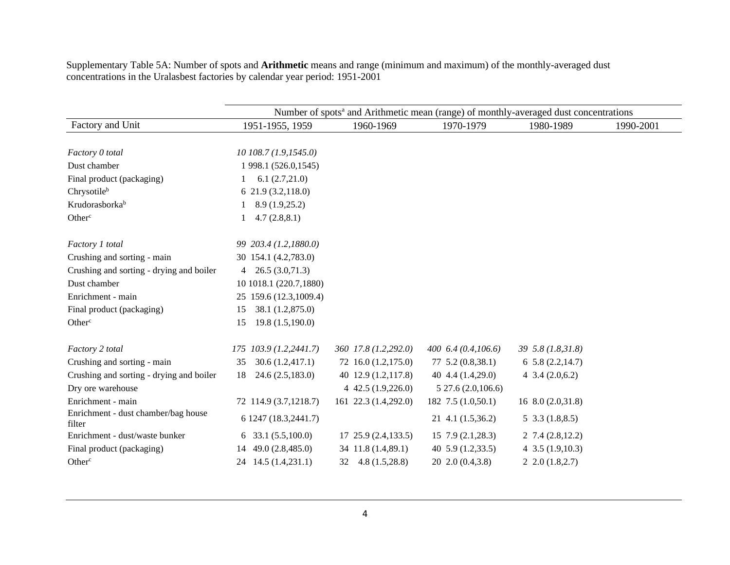Supplementary Table 5A: Number of spots and **Arithmetic** means and range (minimum and maximum) of the monthly-averaged dust concentrations in the Uralasbest factories by calendar year period: 1951-2001

| | Number of spots[a] and Arithmetic mean (range) of monthly-averaged dust concentrations | | | | |
|---|---|---|---|---|---|
| Factory and Unit | 1951-1955, 1959 | 1960-1969 | 1970-1979 | 1980-1989 | 1990-2001 |
| *Factory 0 total* | *10 108.7 (1.9,1545.0)* | | | | |
| Dust chamber | 1 998.1 (526.0,1545) | | | | |
| Final product (packaging) | 1 6.1 (2.7,21.0) | | | | |
| Chrysotile[b] | 6 21.9 (3.2,118.0) | | | | |
| Krudorasborka[b] | 1 8.9 (1.9,25.2) | | | | |
| Other[c] | 1 4.7 (2.8,8.1) | | | | |
| *Factory 1 total* | *99 203.4 (1.2,1880.0)* | | | | |
| Crushing and sorting - main | 30 154.1 (4.2,783.0) | | | | |
| Crushing and sorting - drying and boiler | 4 26.5 (3.0,71.3) | | | | |
| Dust chamber | 10 1018.1 (220.7,1880) | | | | |
| Enrichment - main | 25 159.6 (12.3,1009.4) | | | | |
| Final product (packaging) | 15 38.1 (1.2,875.0) | | | | |
| Other[c] | 15 19.8 (1.5,190.0) | | | | |
| *Factory 2 total* | *175 103.9 (1.2,2441.7)* | *360 17.8 (1.2,292.0)* | *400 6.4 (0.4,106.6)* | *39 5.8 (1.8,31.8)* | |
| Crushing and sorting - main | 35 30.6 (1.2,417.1) | 72 16.0 (1.2,175.0) | 77 5.2 (0.8,38.1) | 6 5.8 (2.2,14.7) | |
| Crushing and sorting - drying and boiler | 18 24.6 (2.5,183.0) | 40 12.9 (1.2,117.8) | 40 4.4 (1.4,29.0) | 4 3.4 (2.0,6.2) | |
| Dry ore warehouse | | 4 42.5 (1.9,226.0) | 5 27.6 (2.0,106.6) | | |
| Enrichment - main | 72 114.9 (3.7,1218.7) | 161 22.3 (1.4,292.0) | 182 7.5 (1.0,50.1) | 16 8.0 (2.0,31.8) | |
| Enrichment - dust chamber/bag house filter | 6 1247 (18.3,2441.7) | | 21 4.1 (1.5,36.2) | 5 3.3 (1.8,8.5) | |
| Enrichment - dust/waste bunker | 6 33.1 (5.5,100.0) | 17 25.9 (2.4,133.5) | 15 7.9 (2.1,28.3) | 2 7.4 (2.8,12.2) | |
| Final product (packaging) | 14 49.0 (2.8,485.0) | 34 11.8 (1.4,89.1) | 40 5.9 (1.2,33.5) | 4 3.5 (1.9,10.3) | |
| Other[c] | 24 14.5 (1.4,231.1) | 32 4.8 (1.5,28.8) | 20 2.0 (0.4,3.8) | 2 2.0 (1.8,2.7) | |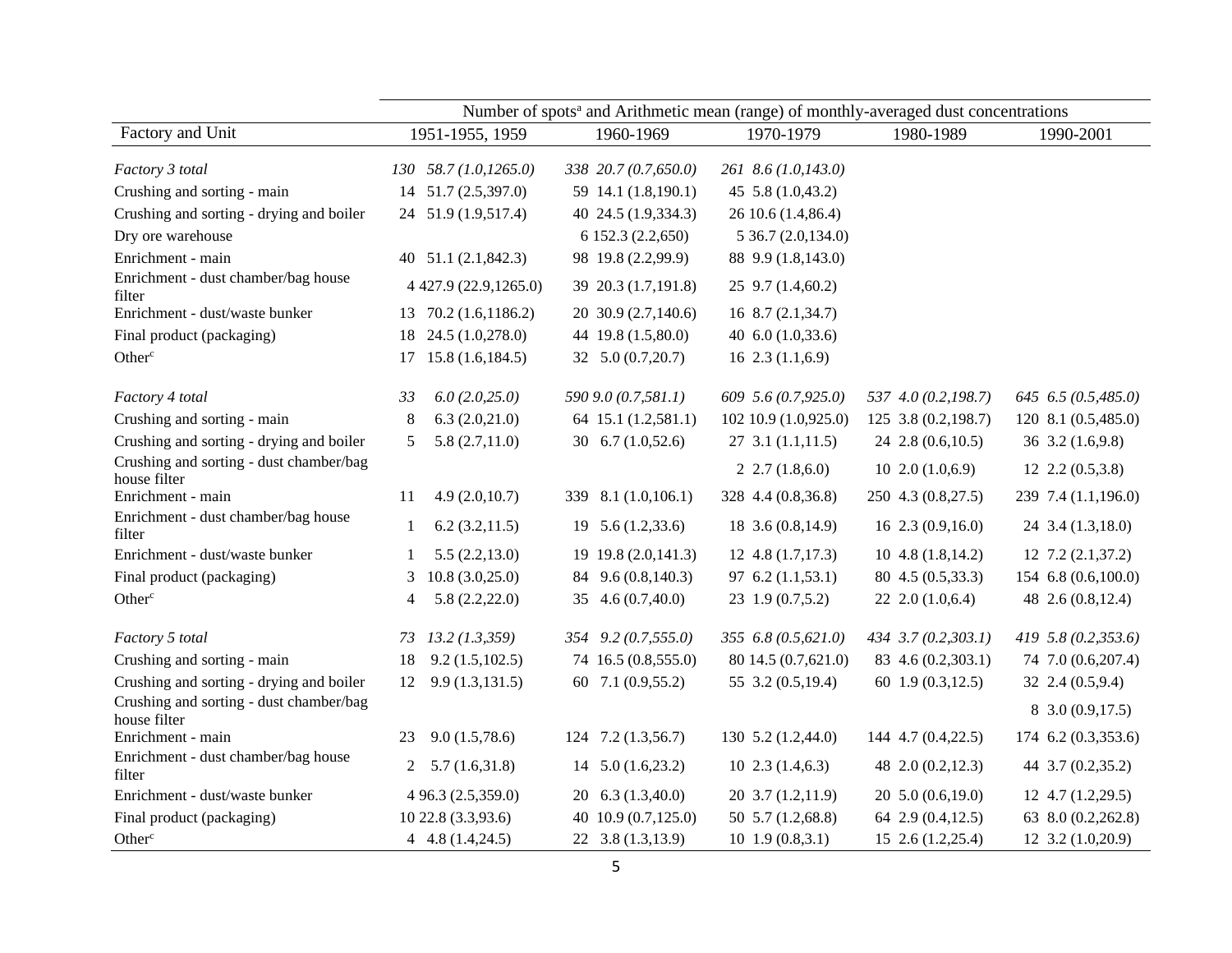| Factory and Unit | Number of spots[a] and Arithmetic mean (range) of monthly-averaged dust concentrations | | | | |
|---|---|---|---|---|---|
| | 1951-1955, 1959 | 1960-1969 | 1970-1979 | 1980-1989 | 1990-2001 |
| *Factory 3 total* | *130 58.7 (1.0,1265.0)* | *338 20.7 (0.7,650.0)* | *261 8.6 (1.0,143.0)* | | |
| Crushing and sorting - main | 14 51.7 (2.5,397.0) | 59 14.1 (1.8,190.1) | 45 5.8 (1.0,43.2) | | |
| Crushing and sorting - drying and boiler | 24 51.9 (1.9,517.4) | 40 24.5 (1.9,334.3) | 26 10.6 (1.4,86.4) | | |
| Dry ore warehouse | | 6 152.3 (2.2,650) | 5 36.7 (2.0,134.0) | | |
| Enrichment - main | 40 51.1 (2.1,842.3) | 98 19.8 (2.2,99.9) | 88 9.9 (1.8,143.0) | | |
| Enrichment - dust chamber/bag house filter | 4 427.9 (22.9,1265.0) | 39 20.3 (1.7,191.8) | 25 9.7 (1.4,60.2) | | |
| Enrichment - dust/waste bunker | 13 70.2 (1.6,1186.2) | 20 30.9 (2.7,140.6) | 16 8.7 (2.1,34.7) | | |
| Final product (packaging) | 18 24.5 (1.0,278.0) | 44 19.8 (1.5,80.0) | 40 6.0 (1.0,33.6) | | |
| Other[c] | 17 15.8 (1.6,184.5) | 32 5.0 (0.7,20.7) | 16 2.3 (1.1,6.9) | | |
| *Factory 4 total* | *33 6.0 (2.0,25.0)* | *590 9.0 (0.7,581.1)* | *609 5.6 (0.7,925.0)* | *537 4.0 (0.2,198.7)* | *645 6.5 (0.5,485.0)* |
| Crushing and sorting - main | 8 6.3 (2.0,21.0) | 64 15.1 (1.2,581.1) | 102 10.9 (1.0,925.0) | 125 3.8 (0.2,198.7) | 120 8.1 (0.5,485.0) |
| Crushing and sorting - drying and boiler | 5 5.8 (2.7,11.0) | 30 6.7 (1.0,52.6) | 27 3.1 (1.1,11.5) | 24 2.8 (0.6,10.5) | 36 3.2 (1.6,9.8) |
| Crushing and sorting - dust chamber/bag house filter | | | 2 2.7 (1.8,6.0) | 10 2.0 (1.0,6.9) | 12 2.2 (0.5,3.8) |
| Enrichment - main | 11 4.9 (2.0,10.7) | 339 8.1 (1.0,106.1) | 328 4.4 (0.8,36.8) | 250 4.3 (0.8,27.5) | 239 7.4 (1.1,196.0) |
| Enrichment - dust chamber/bag house filter | 1 6.2 (3.2,11.5) | 19 5.6 (1.2,33.6) | 18 3.6 (0.8,14.9) | 16 2.3 (0.9,16.0) | 24 3.4 (1.3,18.0) |
| Enrichment - dust/waste bunker | 1 5.5 (2.2,13.0) | 19 19.8 (2.0,141.3) | 12 4.8 (1.7,17.3) | 10 4.8 (1.8,14.2) | 12 7.2 (2.1,37.2) |
| Final product (packaging) | 3 10.8 (3.0,25.0) | 84 9.6 (0.8,140.3) | 97 6.2 (1.1,53.1) | 80 4.5 (0.5,33.3) | 154 6.8 (0.6,100.0) |
| Other[c] | 4 5.8 (2.2,22.0) | 35 4.6 (0.7,40.0) | 23 1.9 (0.7,5.2) | 22 2.0 (1.0,6.4) | 48 2.6 (0.8,12.4) |
| *Factory 5 total* | *73 13.2 (1.3,359)* | *354 9.2 (0.7,555.0)* | *355 6.8 (0.5,621.0)* | *434 3.7 (0.2,303.1)* | *419 5.8 (0.2,353.6)* |
| Crushing and sorting - main | 18 9.2 (1.5,102.5) | 74 16.5 (0.8,555.0) | 80 14.5 (0.7,621.0) | 83 4.6 (0.2,303.1) | 74 7.0 (0.6,207.4) |
| Crushing and sorting - drying and boiler | 12 9.9 (1.3,131.5) | 60 7.1 (0.9,55.2) | 55 3.2 (0.5,19.4) | 60 1.9 (0.3,12.5) | 32 2.4 (0.5,9.4) |
| Crushing and sorting - dust chamber/bag house filter | | | | | 8 3.0 (0.9,17.5) |
| Enrichment - main | 23 9.0 (1.5,78.6) | 124 7.2 (1.3,56.7) | 130 5.2 (1.2,44.0) | 144 4.7 (0.4,22.5) | 174 6.2 (0.3,353.6) |
| Enrichment - dust chamber/bag house filter | 2 5.7 (1.6,31.8) | 14 5.0 (1.6,23.2) | 10 2.3 (1.4,6.3) | 48 2.0 (0.2,12.3) | 44 3.7 (0.2,35.2) |
| Enrichment - dust/waste bunker | 4 96.3 (2.5,359.0) | 20 6.3 (1.3,40.0) | 20 3.7 (1.2,11.9) | 20 5.0 (0.6,19.0) | 12 4.7 (1.2,29.5) |
| Final product (packaging) | 10 22.8 (3.3,93.6) | 40 10.9 (0.7,125.0) | 50 5.7 (1.2,68.8) | 64 2.9 (0.4,12.5) | 63 8.0 (0.2,262.8) |
| Other[c] | 4 4.8 (1.4,24.5) | 22 3.8 (1.3,13.9) | 10 1.9 (0.8,3.1) | 15 2.6 (1.2,25.4) | 12 3.2 (1.0,20.9) |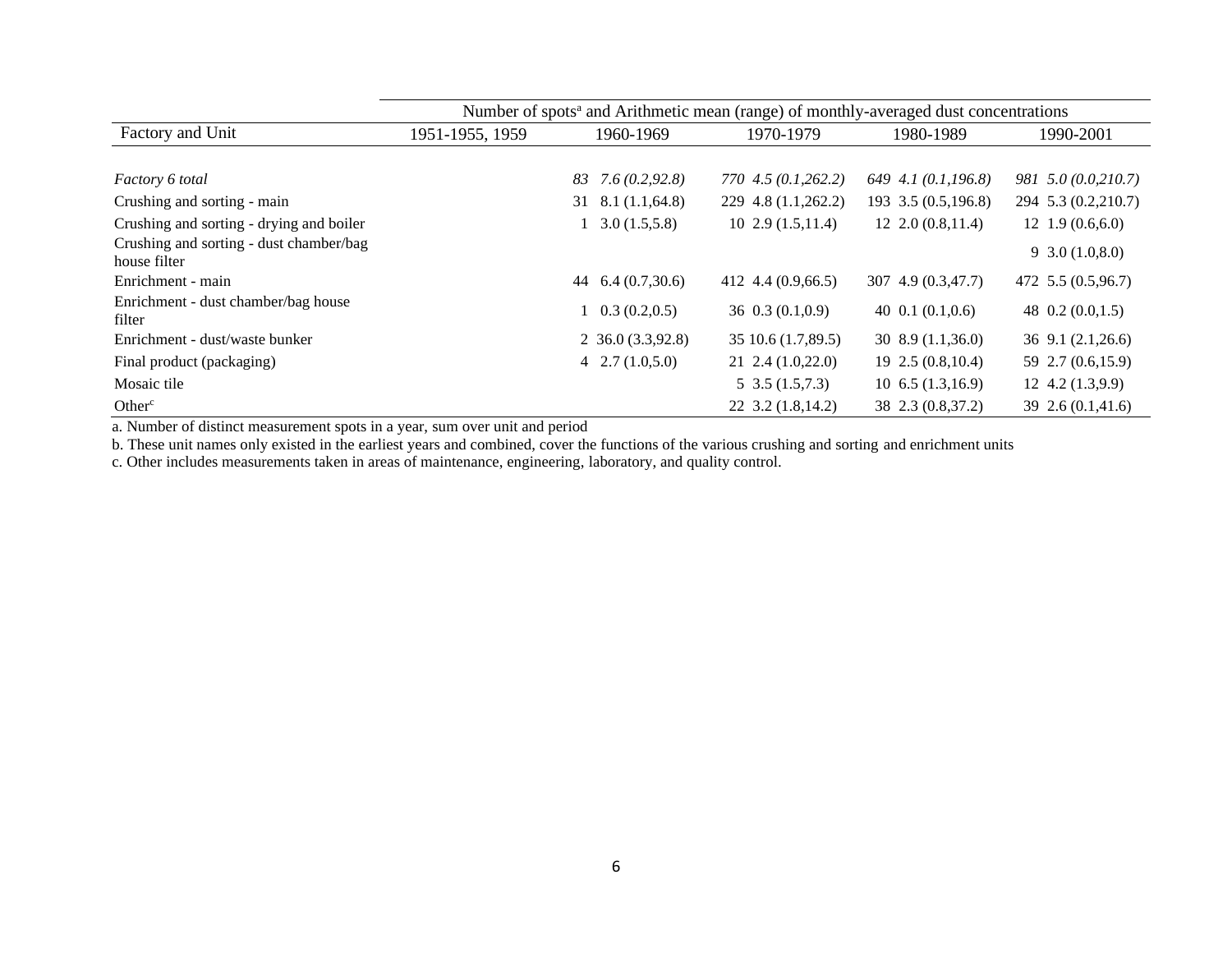| Factory and Unit | Number of spots[a] and Arithmetic mean (range) of monthly-averaged dust concentrations | | | | |
|---|---|---|---|---|---|
| | 1951-1955, 1959 | 1960-1969 | 1970-1979 | 1980-1989 | 1990-2001 |
| *Factory 6 total* | | *83 7.6 (0.2,92.8)* | *770 4.5 (0.1,262.2)* | *649 4.1 (0.1,196.8)* | *981 5.0 (0.0,210.7)* |
| Crushing and sorting - main | | 31 8.1 (1.1,64.8) | 229 4.8 (1.1,262.2) | 193 3.5 (0.5,196.8) | 294 5.3 (0.2,210.7) |
| Crushing and sorting - drying and boiler | | 1 3.0 (1.5,5.8) | 10 2.9 (1.5,11.4) | 12 2.0 (0.8,11.4) | 12 1.9 (0.6,6.0) |
| Crushing and sorting - dust chamber/bag house filter | | | | | 9 3.0 (1.0,8.0) |
| Enrichment - main | | 44 6.4 (0.7,30.6) | 412 4.4 (0.9,66.5) | 307 4.9 (0.3,47.7) | 472 5.5 (0.5,96.7) |
| Enrichment - dust chamber/bag house filter | | 1 0.3 (0.2,0.5) | 36 0.3 (0.1,0.9) | 40 0.1 (0.1,0.6) | 48 0.2 (0.0,1.5) |
| Enrichment - dust/waste bunker | | 2 36.0 (3.3,92.8) | 35 10.6 (1.7,89.5) | 30 8.9 (1.1,36.0) | 36 9.1 (2.1,26.6) |
| Final product (packaging) | | 4 2.7 (1.0,5.0) | 21 2.4 (1.0,22.0) | 19 2.5 (0.8,10.4) | 59 2.7 (0.6,15.9) |
| Mosaic tile | | | 5 3.5 (1.5,7.3) | 10 6.5 (1.3,16.9) | 12 4.2 (1.3,9.9) |
| Other[c] | | | 22 3.2 (1.8,14.2) | 38 2.3 (0.8,37.2) | 39 2.6 (0.1,41.6) |

a. Number of distinct measurement spots in a year, sum over unit and period

b. These unit names only existed in the earliest years and combined, cover the functions of the various crushing and sorting and enrichment units

c. Other includes measurements taken in areas of maintenance, engineering, laboratory, and quality control.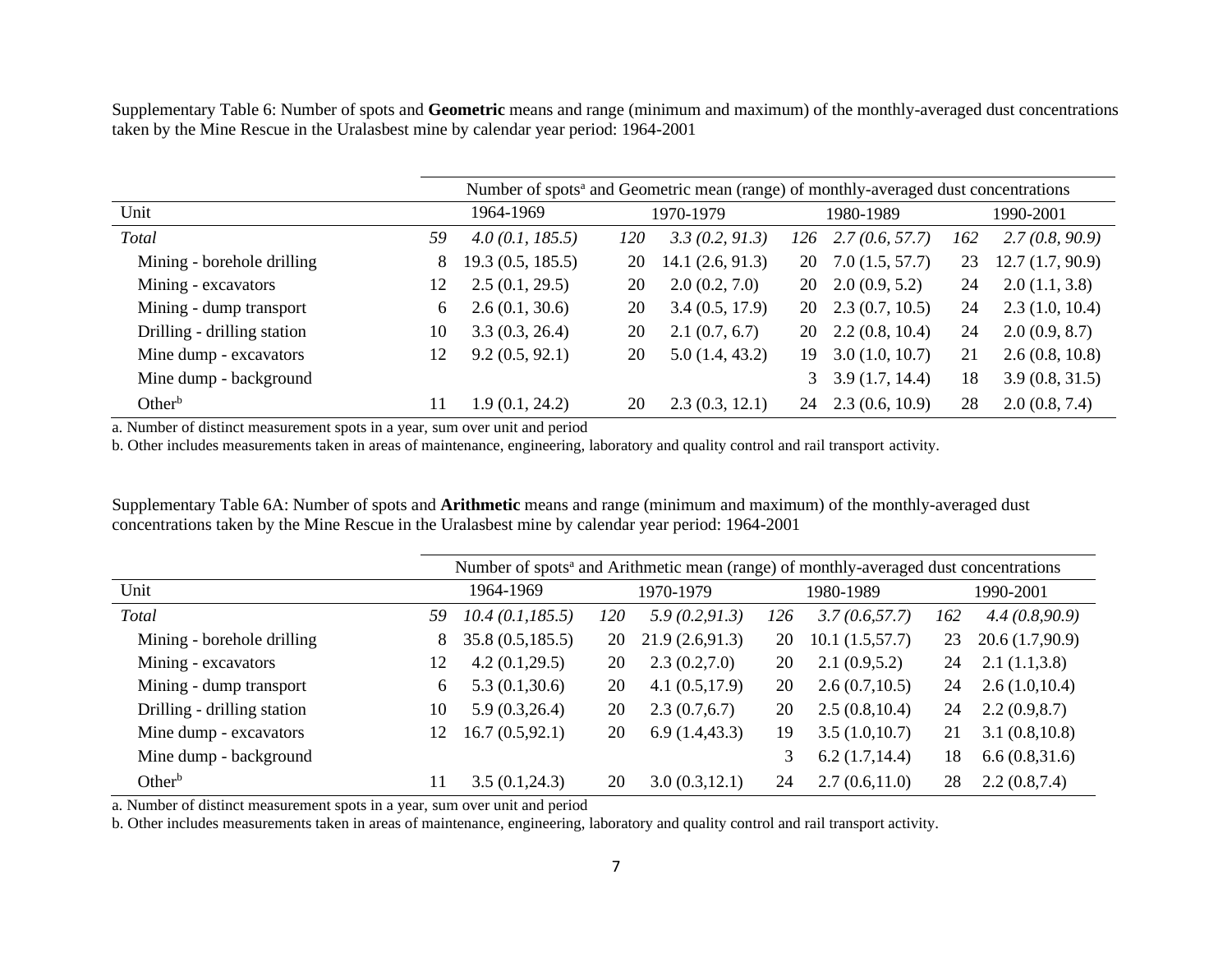Supplementary Table 6: Number of spots and **Geometric** means and range (minimum and maximum) of the monthly-averaged dust concentrations taken by the Mine Rescue in the Uralasbest mine by calendar year period: 1964-2001

| | Number of spots[a] and Geometric mean (range) of monthly-averaged dust concentrations | | | | | | | |
|---|---|---|---|---|---|---|---|---|
| Unit | 1964-1969 | | 1970-1979 | | 1980-1989 | | 1990-2001 | |
| *Total* | *59* | *4.0 (0.1, 185.5)* | *120* | *3.3 (0.2, 91.3)* | *126* | *2.7 (0.6, 57.7)* | *162* | *2.7 (0.8, 90.9)* |
| Mining - borehole drilling | 8 | 19.3 (0.5, 185.5) | 20 | 14.1 (2.6, 91.3) | 20 | 7.0 (1.5, 57.7) | 23 | 12.7 (1.7, 90.9) |
| Mining - excavators | 12 | 2.5 (0.1, 29.5) | 20 | 2.0 (0.2, 7.0) | 20 | 2.0 (0.9, 5.2) | 24 | 2.0 (1.1, 3.8) |
| Mining - dump transport | 6 | 2.6 (0.1, 30.6) | 20 | 3.4 (0.5, 17.9) | 20 | 2.3 (0.7, 10.5) | 24 | 2.3 (1.0, 10.4) |
| Drilling - drilling station | 10 | 3.3 (0.3, 26.4) | 20 | 2.1 (0.7, 6.7) | 20 | 2.2 (0.8, 10.4) | 24 | 2.0 (0.9, 8.7) |
| Mine dump - excavators | 12 | 9.2 (0.5, 92.1) | 20 | 5.0 (1.4, 43.2) | 19 | 3.0 (1.0, 10.7) | 21 | 2.6 (0.8, 10.8) |
| Mine dump - background | | | | | 3 | 3.9 (1.7, 14.4) | 18 | 3.9 (0.8, 31.5) |
| Other[b] | 11 | 1.9 (0.1, 24.2) | 20 | 2.3 (0.3, 12.1) | 24 | 2.3 (0.6, 10.9) | 28 | 2.0 (0.8, 7.4) |

a. Number of distinct measurement spots in a year, sum over unit and period

b. Other includes measurements taken in areas of maintenance, engineering, laboratory and quality control and rail transport activity.

Supplementary Table 6A: Number of spots and **Arithmetic** means and range (minimum and maximum) of the monthly-averaged dust concentrations taken by the Mine Rescue in the Uralasbest mine by calendar year period: 1964-2001

| | Number of spots[a] and Arithmetic mean (range) of monthly-averaged dust concentrations | | | | | | | |
|---|---|---|---|---|---|---|---|---|
| Unit | 1964-1969 | | 1970-1979 | | 1980-1989 | | 1990-2001 | |
| *Total* | *59* | *10.4 (0.1,185.5)* | *120* | *5.9 (0.2,91.3)* | *126* | *3.7 (0.6,57.7)* | *162* | *4.4 (0.8,90.9)* |
| Mining - borehole drilling | 8 | 35.8 (0.5,185.5) | 20 | 21.9 (2.6,91.3) | 20 | 10.1 (1.5,57.7) | 23 | 20.6 (1.7,90.9) |
| Mining - excavators | 12 | 4.2 (0.1,29.5) | 20 | 2.3 (0.2,7.0) | 20 | 2.1 (0.9,5.2) | 24 | 2.1 (1.1,3.8) |
| Mining - dump transport | 6 | 5.3 (0.1,30.6) | 20 | 4.1 (0.5,17.9) | 20 | 2.6 (0.7,10.5) | 24 | 2.6 (1.0,10.4) |
| Drilling - drilling station | 10 | 5.9 (0.3,26.4) | 20 | 2.3 (0.7,6.7) | 20 | 2.5 (0.8,10.4) | 24 | 2.2 (0.9,8.7) |
| Mine dump - excavators | 12 | 16.7 (0.5,92.1) | 20 | 6.9 (1.4,43.3) | 19 | 3.5 (1.0,10.7) | 21 | 3.1 (0.8,10.8) |
| Mine dump - background | | | | | 3 | 6.2 (1.7,14.4) | 18 | 6.6 (0.8,31.6) |
| Other[b] | 11 | 3.5 (0.1,24.3) | 20 | 3.0 (0.3,12.1) | 24 | 2.7 (0.6,11.0) | 28 | 2.2 (0.8,7.4) |

a. Number of distinct measurement spots in a year, sum over unit and period

b. Other includes measurements taken in areas of maintenance, engineering, laboratory and quality control and rail transport activity.